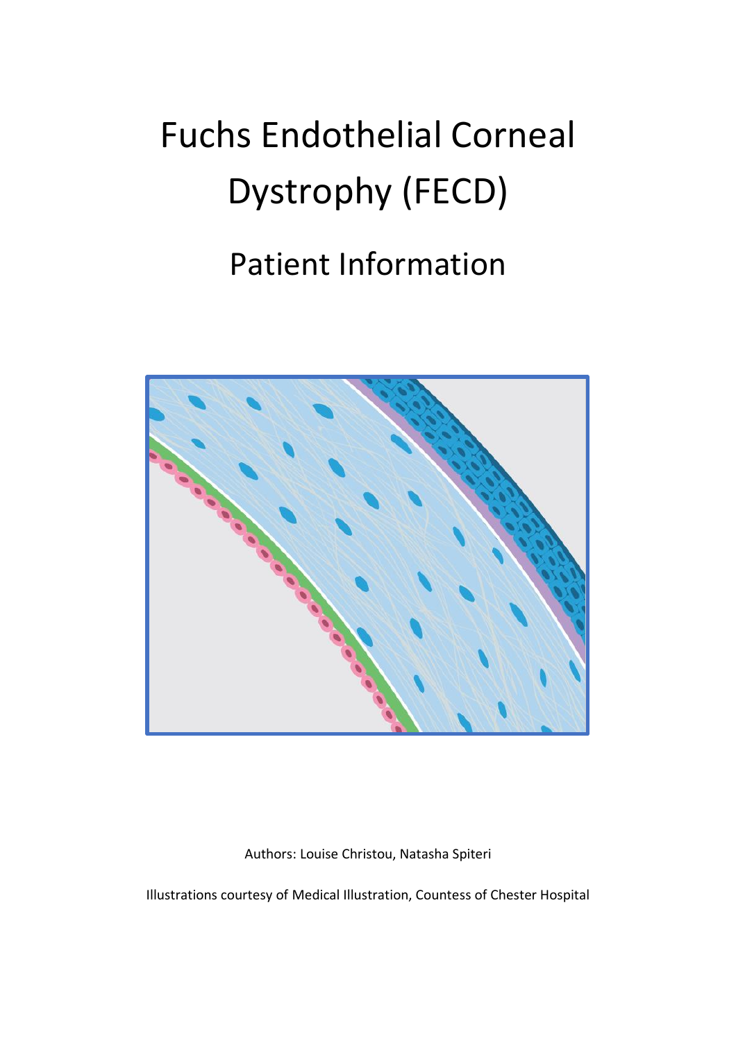# Fuchs Endothelial Corneal Dystrophy (FECD)

## Patient Information

Authors: Louise Christou, Natasha Spiteri

Illustrations courtesy of Medical Illustration, Countess of Chester Hospital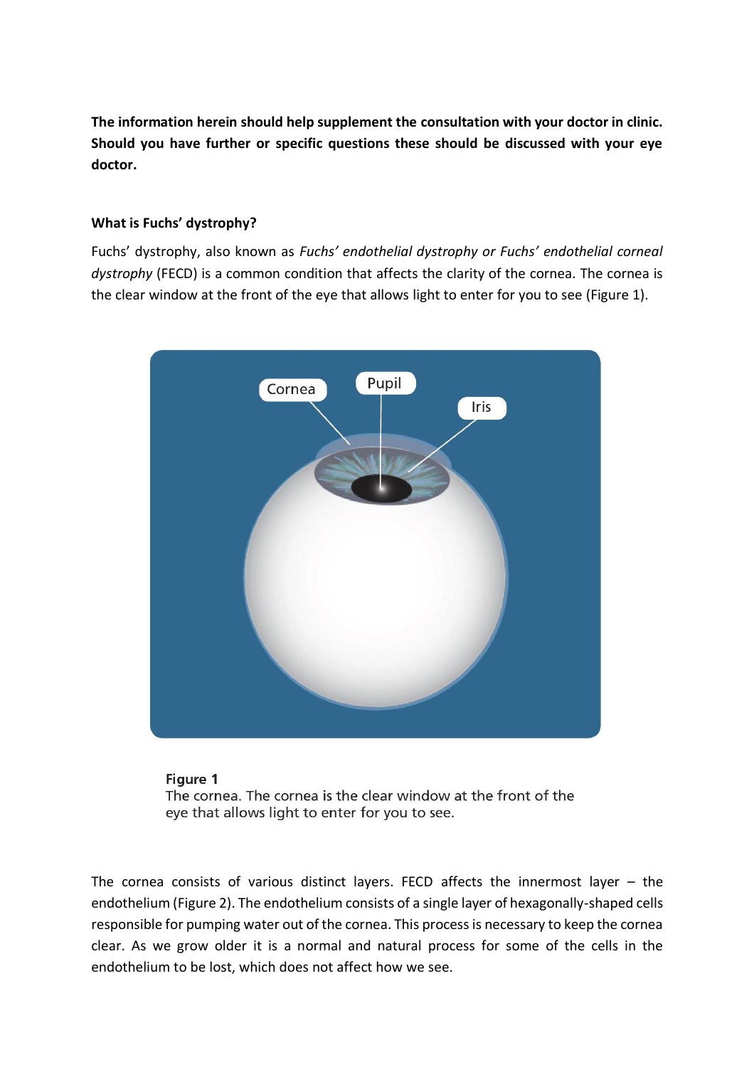**The information herein should help supplement the consultation with your doctor in clinic. Should you have further or specific questions these should be discussed with your eye doctor.**

### What is Fuchs' dystrophy?

Fuchs' dystrophy, also known as *Fuchs' endothelial dystrophy or Fuchs' endothelial corneal dystrophy* (FECD) is a common condition that affects the clarity of the cornea. The cornea is the clear window at the front of the eye that allows light to enter for you to see (Figure 1).

Cornea

Pupil

Iris

**Figure 1**
The cornea. The cornea is the clear window at the front of the eye that allows light to enter for you to see.

The cornea consists of various distinct layers. FECD affects the innermost layer – the endothelium (Figure 2). The endothelium consists of a single layer of hexagonally-shaped cells responsible for pumping water out of the cornea. This process is necessary to keep the cornea clear. As we grow older it is a normal and natural process for some of the cells in the endothelium to be lost, which does not affect how we see.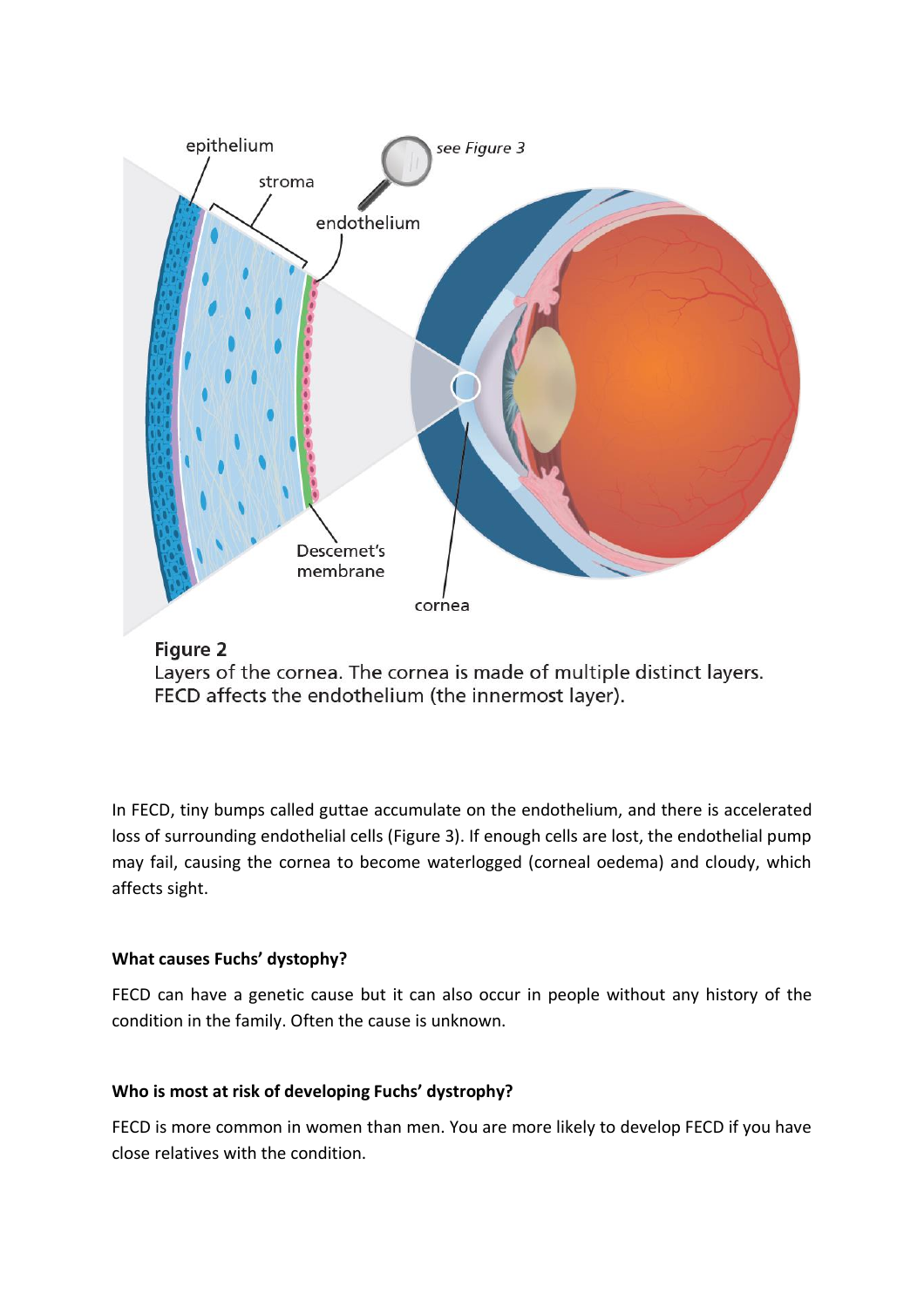**Figure 2**
Layers of the cornea. The cornea is made of multiple distinct layers. FECD affects the endothelium (the innermost layer).

In FECD, tiny bumps called guttae accumulate on the endothelium, and there is accelerated loss of surrounding endothelial cells (Figure 3). If enough cells are lost, the endothelial pump may fail, causing the cornea to become waterlogged (corneal oedema) and cloudy, which affects sight.

### What causes Fuchs' dystophy?

FECD can have a genetic cause but it can also occur in people without any history of the condition in the family. Often the cause is unknown.

### Who is most at risk of developing Fuchs' dystrophy?

FECD is more common in women than men. You are more likely to develop FECD if you have close relatives with the condition.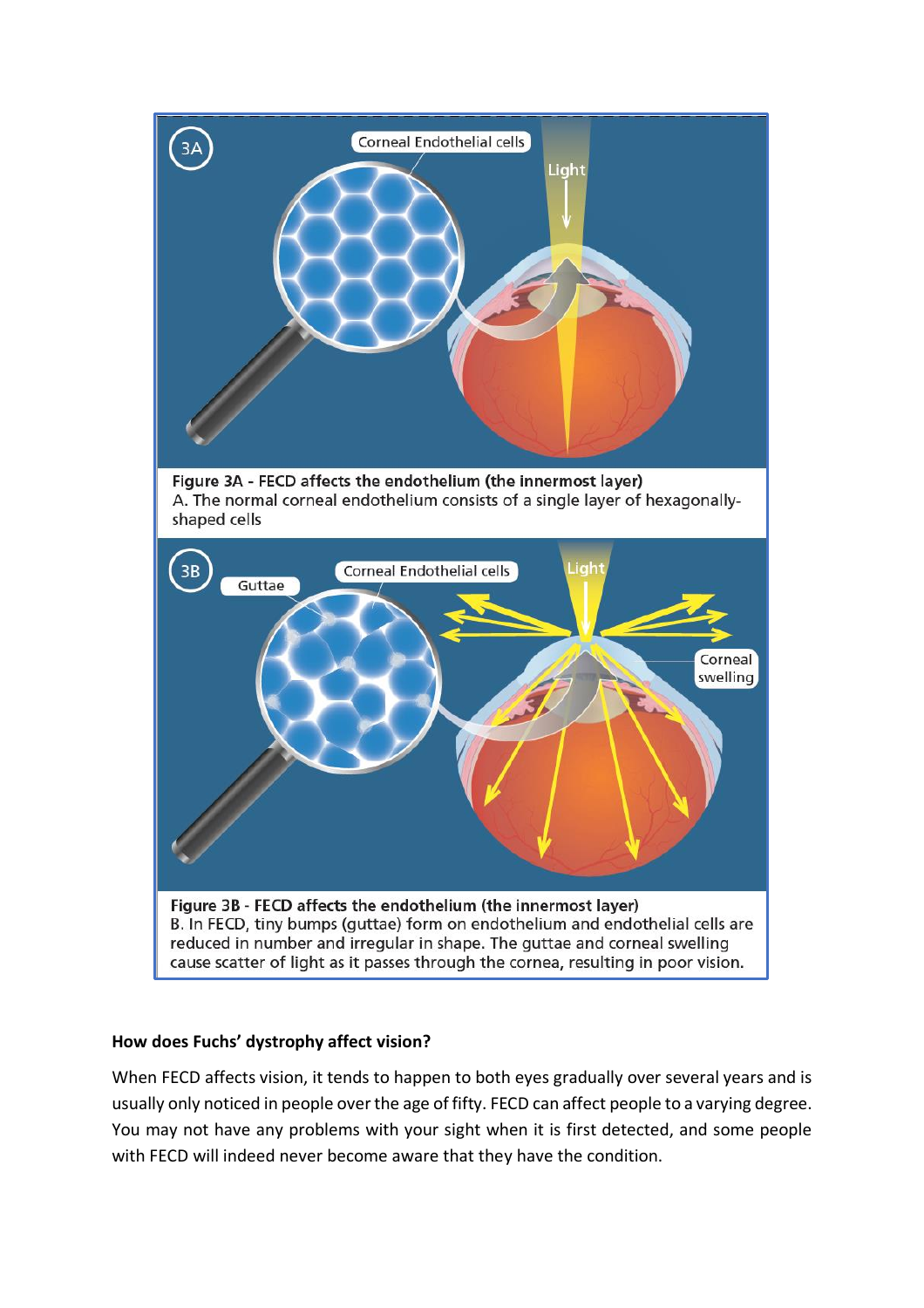Figure 3A - FECD affects the endothelium (the innermost layer)
A. The normal corneal endothelium consists of a single layer of hexagonally-shaped cells

Figure 3B - FECD affects the endothelium (the innermost layer)
B. In FECD, tiny bumps (guttae) form on endothelium and endothelial cells are reduced in number and irregular in shape. The guttae and corneal swelling cause scatter of light as it passes through the cornea, resulting in poor vision.

### How does Fuchs' dystrophy affect vision?

When FECD affects vision, it tends to happen to both eyes gradually over several years and is usually only noticed in people over the age of fifty. FECD can affect people to a varying degree. You may not have any problems with your sight when it is first detected, and some people with FECD will indeed never become aware that they have the condition.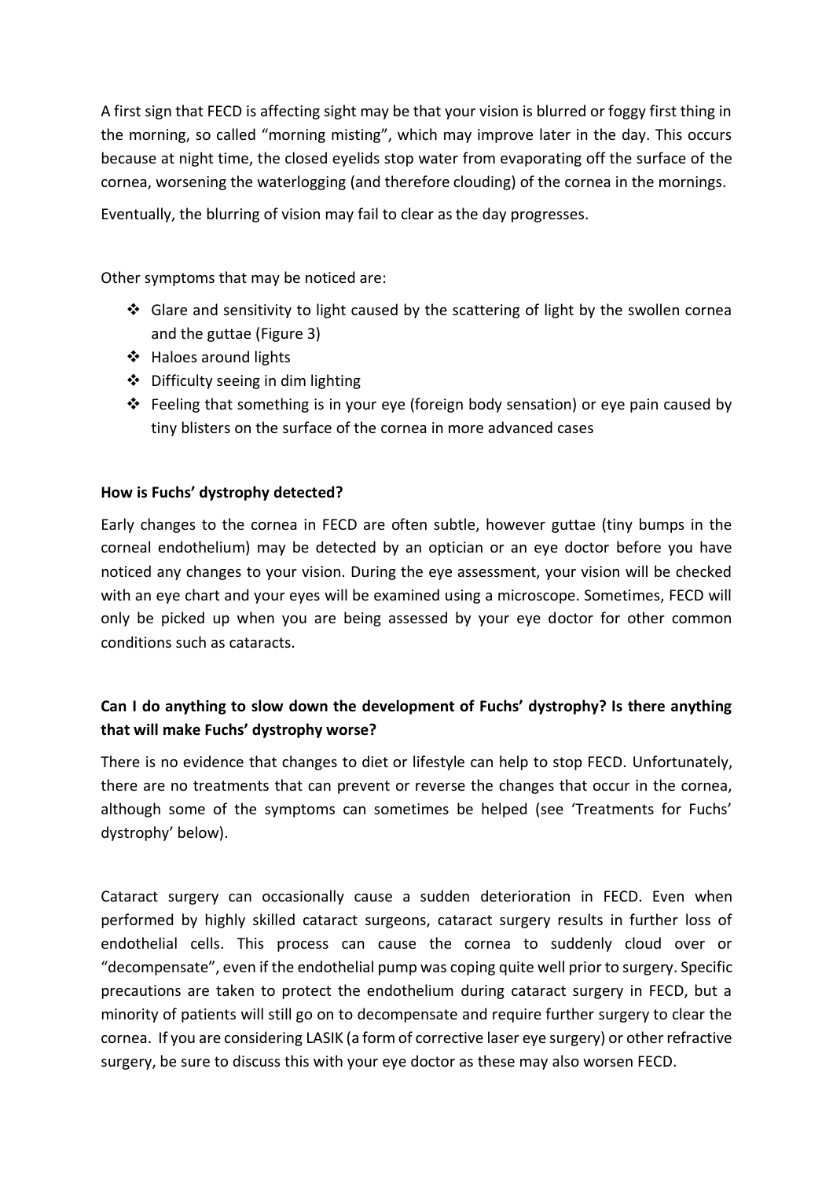A first sign that FECD is affecting sight may be that your vision is blurred or foggy first thing in the morning, so called “morning misting”, which may improve later in the day. This occurs because at night time, the closed eyelids stop water from evaporating off the surface of the cornea, worsening the waterlogging (and therefore clouding) of the cornea in the mornings.

Eventually, the blurring of vision may fail to clear as the day progresses.

Other symptoms that may be noticed are:

- Glare and sensitivity to light caused by the scattering of light by the swollen cornea and the guttae (Figure 3)
- Haloes around lights
- Difficulty seeing in dim lighting
- Feeling that something is in your eye (foreign body sensation) or eye pain caused by tiny blisters on the surface of the cornea in more advanced cases

**How is Fuchs’ dystrophy detected?**

Early changes to the cornea in FECD are often subtle, however guttae (tiny bumps in the corneal endothelium) may be detected by an optician or an eye doctor before you have noticed any changes to your vision. During the eye assessment, your vision will be checked with an eye chart and your eyes will be examined using a microscope. Sometimes, FECD will only be picked up when you are being assessed by your eye doctor for other common conditions such as cataracts.

**Can I do anything to slow down the development of Fuchs’ dystrophy? Is there anything that will make Fuchs’ dystrophy worse?**

There is no evidence that changes to diet or lifestyle can help to stop FECD. Unfortunately, there are no treatments that can prevent or reverse the changes that occur in the cornea, although some of the symptoms can sometimes be helped (see ‘Treatments for Fuchs’ dystrophy’ below).

Cataract surgery can occasionally cause a sudden deterioration in FECD. Even when performed by highly skilled cataract surgeons, cataract surgery results in further loss of endothelial cells. This process can cause the cornea to suddenly cloud over or “decompensate”, even if the endothelial pump was coping quite well prior to surgery. Specific precautions are taken to protect the endothelium during cataract surgery in FECD, but a minority of patients will still go on to decompensate and require further surgery to clear the cornea. If you are considering LASIK (a form of corrective laser eye surgery) or other refractive surgery, be sure to discuss this with your eye doctor as these may also worsen FECD.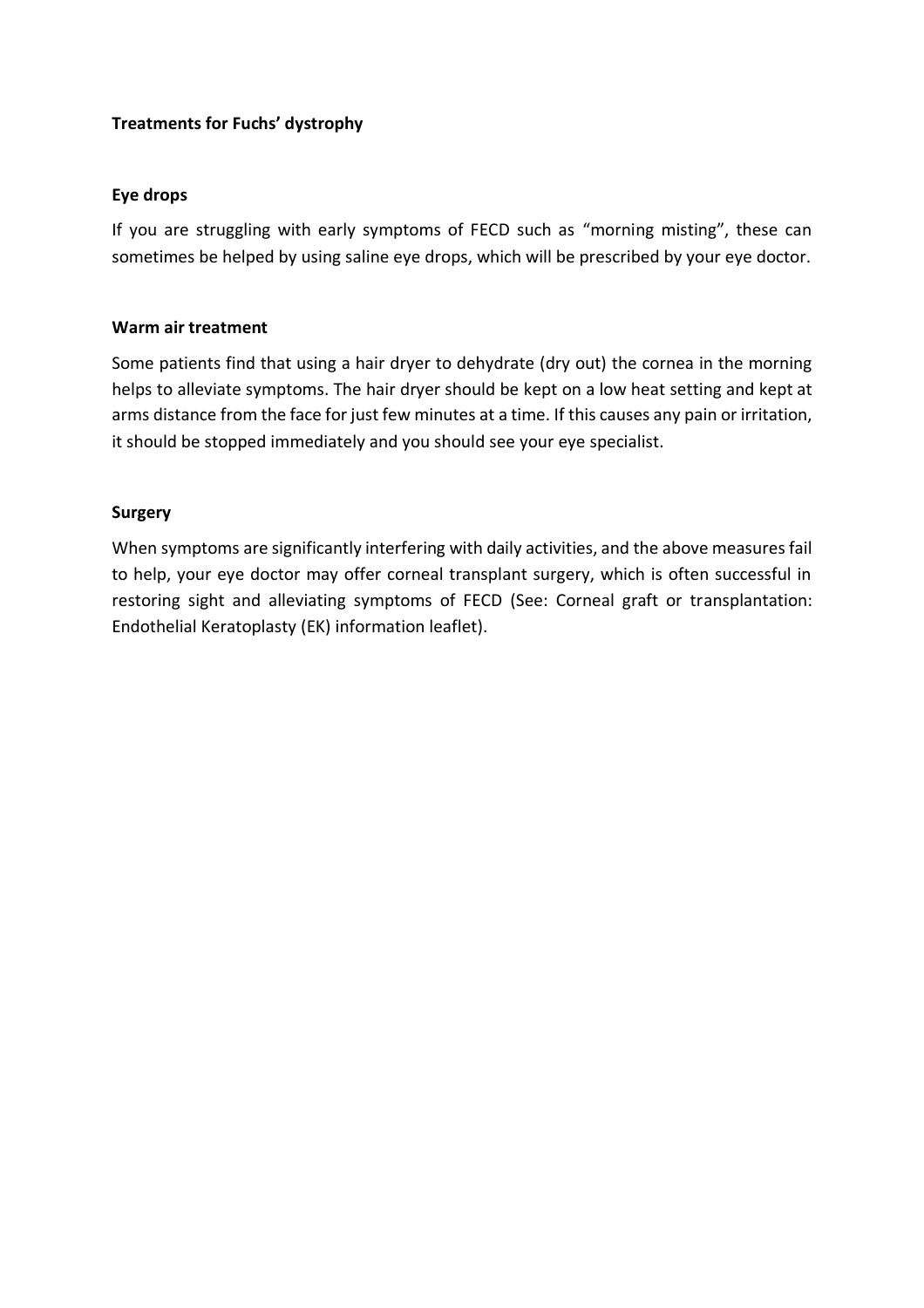**Treatments for Fuchs' dystrophy**

**Eye drops**

If you are struggling with early symptoms of FECD such as "morning misting", these can sometimes be helped by using saline eye drops, which will be prescribed by your eye doctor.

**Warm air treatment**

Some patients find that using a hair dryer to dehydrate (dry out) the cornea in the morning helps to alleviate symptoms. The hair dryer should be kept on a low heat setting and kept at arms distance from the face for just few minutes at a time. If this causes any pain or irritation, it should be stopped immediately and you should see your eye specialist.

**Surgery**

When symptoms are significantly interfering with daily activities, and the above measures fail to help, your eye doctor may offer corneal transplant surgery, which is often successful in restoring sight and alleviating symptoms of FECD (See: Corneal graft or transplantation: Endothelial Keratoplasty (EK) information leaflet).